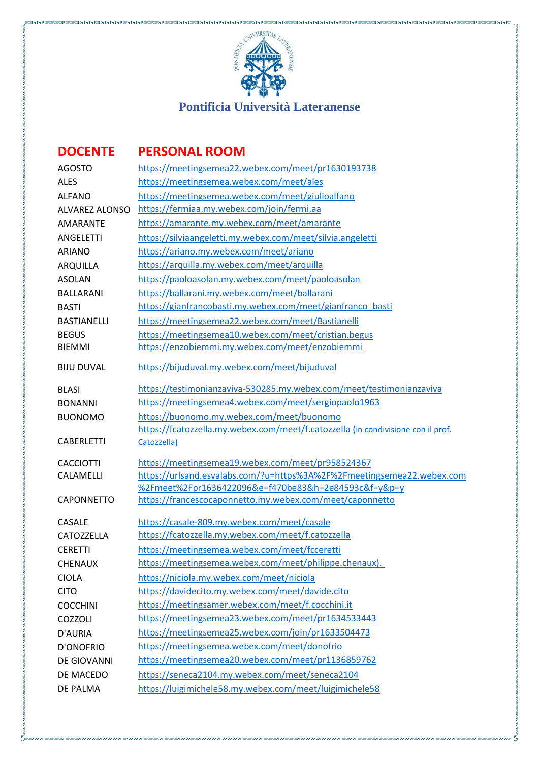# Pontificia Università Lateranense

| DOCENTE | PERSONAL ROOM |
|---|---|
| AGOSTO | https://meetingsemea22.webex.com/meet/pr1630193738 |
| ALES | https://meetingsemea.webex.com/meet/ales |
| ALFANO | https://meetingsemea.webex.com/meet/giulioalfano |
| ALVAREZ ALONSO | https://fermiaa.my.webex.com/join/fermi.aa |
| AMARANTE | https://amarante.my.webex.com/meet/amarante |
| ANGELETTI | https://silviaangeletti.my.webex.com/meet/silvia.angeletti |
| ARIANO | https://ariano.my.webex.com/meet/ariano |
| ARQUILLA | https://arquilla.my.webex.com/meet/arquilla |
| ASOLAN | https://paoloasolan.my.webex.com/meet/paoloasolan |
| BALLARANI | https://ballarani.my.webex.com/meet/ballarani |
| BASTI | https://gianfrancobasti.my.webex.com/meet/gianfranco_basti |
| BASTIANELLI | https://meetingsemea22.webex.com/meet/Bastianelli |
| BEGUS | https://meetingsemea10.webex.com/meet/cristian.begus |
| BIEMMI | https://enzobiemmi.my.webex.com/meet/enzobiemmi |
| BIJU DUVAL | https://bijuduval.my.webex.com/meet/bijuduval |
| BLASI | https://testimonianzaviva-530285.my.webex.com/meet/testimonianzaviva |
| BONANNI | https://meetingsemea4.webex.com/meet/sergiopaolo1963 |
| BUONOMO | https://buonomo.my.webex.com/meet/buonomo |
| CABERLETTI | https://fcatozzella.my.webex.com/meet/f.catozzella (in condivisione con il prof. Catozzella) |
| CACCIOTTI | https://meetingsemea19.webex.com/meet/pr958524367 |
| CALAMELLI | https://urlsand.esvalabs.com/?u=https%3A%2F%2Fmeetingsemea22.webex.com%2Fmeet%2Fpr1636422096&e=f470be83&h=2e84593c&f=y&p=y |
| CAPONNETTO | https://francescocaponnetto.my.webex.com/meet/caponnetto |
| CASALE | https://casale-809.my.webex.com/meet/casale |
| CATOZZELLA | https://fcatozzella.my.webex.com/meet/f.catozzella |
| CERETTI | https://meetingsemea.webex.com/meet/fcceretti |
| CHENAUX | https://meetingsemea.webex.com/meet/philippe.chenaux). |
| CIOLA | https://niciola.my.webex.com/meet/niciola |
| CITO | https://davidecito.my.webex.com/meet/davide.cito |
| COCCHINI | https://meetingsamer.webex.com/meet/f.cocchini.it |
| COZZOLI | https://meetingsemea23.webex.com/meet/pr1634533443 |
| D'AURIA | https://meetingsemea25.webex.com/join/pr1633504473 |
| D'ONOFRIO | https://meetingsemea.webex.com/meet/donofrio |
| DE GIOVANNI | https://meetingsemea20.webex.com/meet/pr1136859762 |
| DE MACEDO | https://seneca2104.my.webex.com/meet/seneca2104 |
| DE PALMA | https://luigimichele58.my.webex.com/meet/luigimichele58 |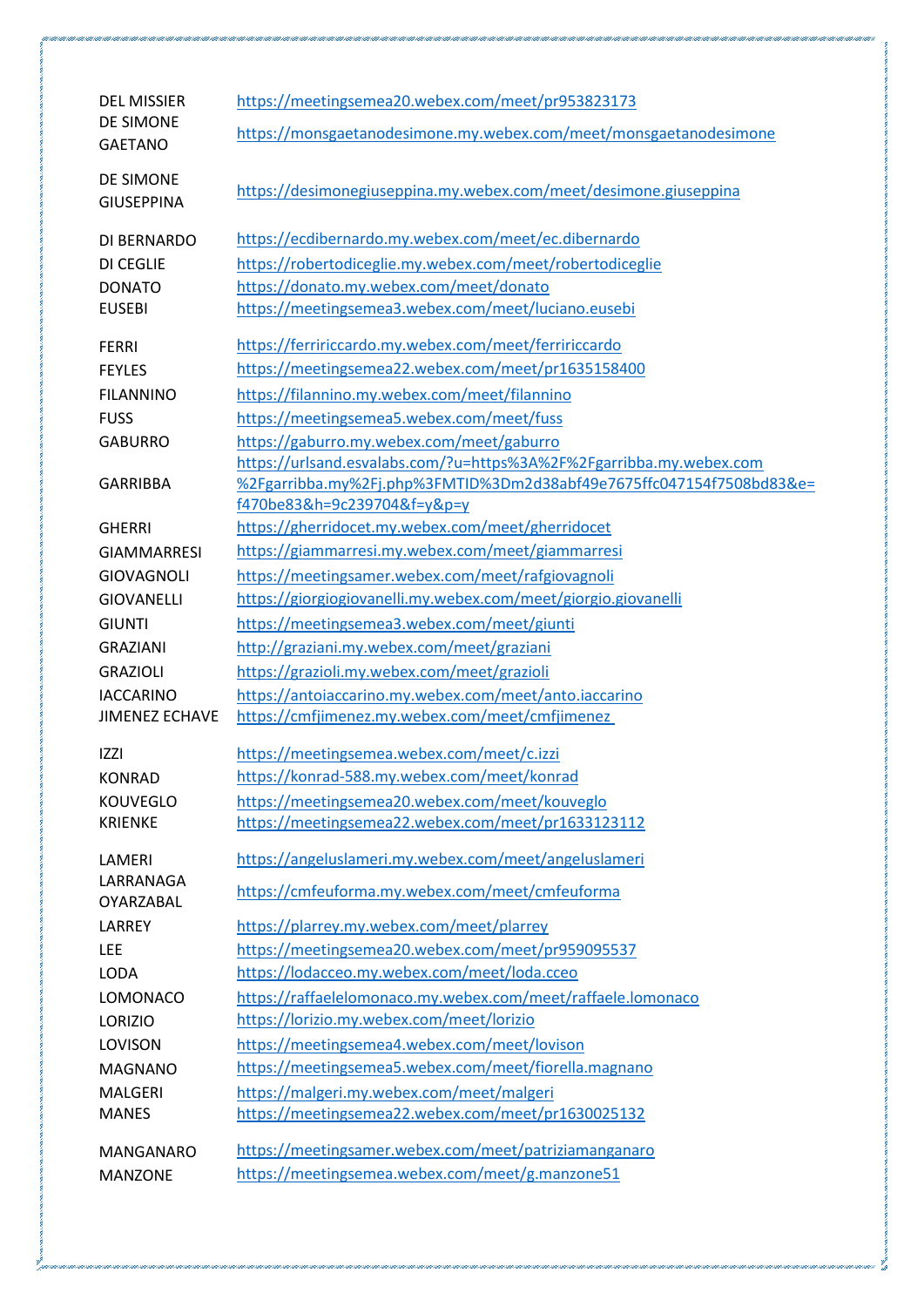| | |
|---|---|
| DEL MISSIER | https://meetingsemea20.webex.com/meet/pr953823173 |
| DE SIMONE GAETANO | https://monsgaetanodesimone.my.webex.com/meet/monsgaetanodesimone |
| DE SIMONE GIUSEPPINA | https://desimonegiuseppina.my.webex.com/meet/desimone.giuseppina |
| DI BERNARDO | https://ecdibernardo.my.webex.com/meet/ec.dibernardo |
| DI CEGLIE | https://robertodiceglie.my.webex.com/meet/robertodiceglie |
| DONATO | https://donato.my.webex.com/meet/donato |
| EUSEBI | https://meetingsemea3.webex.com/meet/luciano.eusebi |
| FERRI | https://ferririccardo.my.webex.com/meet/ferririccardo |
| FEYLES | https://meetingsemea22.webex.com/meet/pr1635158400 |
| FILANNINO | https://filannino.my.webex.com/meet/filannino |
| FUSS | https://meetingsemea5.webex.com/meet/fuss |
| GABURRO | https://gaburro.my.webex.com/meet/gaburro |
| GARRIBBA | https://urlsand.esvalabs.com/?u=https%3A%2F%2Fgarribba.my.webex.com%2Fgarribba.my%2Fj.php%3FMTID%3Dm2d38abf49e7675ffc047154f7508bd83&e=f470be83&h=9c239704&f=y&p=y |
| GHERRI | https://gherridocet.my.webex.com/meet/gherridocet |
| GIAMMARRESI | https://giammarresi.my.webex.com/meet/giammarresi |
| GIOVAGNOLI | https://meetingsamer.webex.com/meet/rafgiovagnoli |
| GIOVANELLI | https://giorgiogiovanelli.my.webex.com/meet/giorgio.giovanelli |
| GIUNTI | https://meetingsemea3.webex.com/meet/giunti |
| GRAZIANI | http://graziani.my.webex.com/meet/graziani |
| GRAZIOLI | https://grazioli.my.webex.com/meet/grazioli |
| IACCARINO | https://antoiaccarino.my.webex.com/meet/anto.iaccarino |
| JIMENEZ ECHAVE | https://cmfjimenez.my.webex.com/meet/cmfjimenez |
| IZZI | https://meetingsemea.webex.com/meet/c.izzi |
| KONRAD | https://konrad-588.my.webex.com/meet/konrad |
| KOUVEGLO | https://meetingsemea20.webex.com/meet/kouveglo |
| KRIENKE | https://meetingsemea22.webex.com/meet/pr1633123112 |
| LAMERI | https://angeluslameri.my.webex.com/meet/angeluslameri |
| LARRANAGA OYARZABAL | https://cmfeuforma.my.webex.com/meet/cmfeuforma |
| LARREY | https://plarrey.my.webex.com/meet/plarrey |
| LEE | https://meetingsemea20.webex.com/meet/pr959095537 |
| LODA | https://lodacceo.my.webex.com/meet/loda.cceo |
| LOMONACO | https://raffaelelomonaco.my.webex.com/meet/raffaele.lomonaco |
| LORIZIO | https://lorizio.my.webex.com/meet/lorizio |
| LOVISON | https://meetingsemea4.webex.com/meet/lovison |
| MAGNANO | https://meetingsemea5.webex.com/meet/fiorella.magnano |
| MALGERI | https://malgeri.my.webex.com/meet/malgeri |
| MANES | https://meetingsemea22.webex.com/meet/pr1630025132 |
| MANGANARO | https://meetingsamer.webex.com/meet/patriziamanganaro |
| MANZONE | https://meetingsemea.webex.com/meet/g.manzone51 |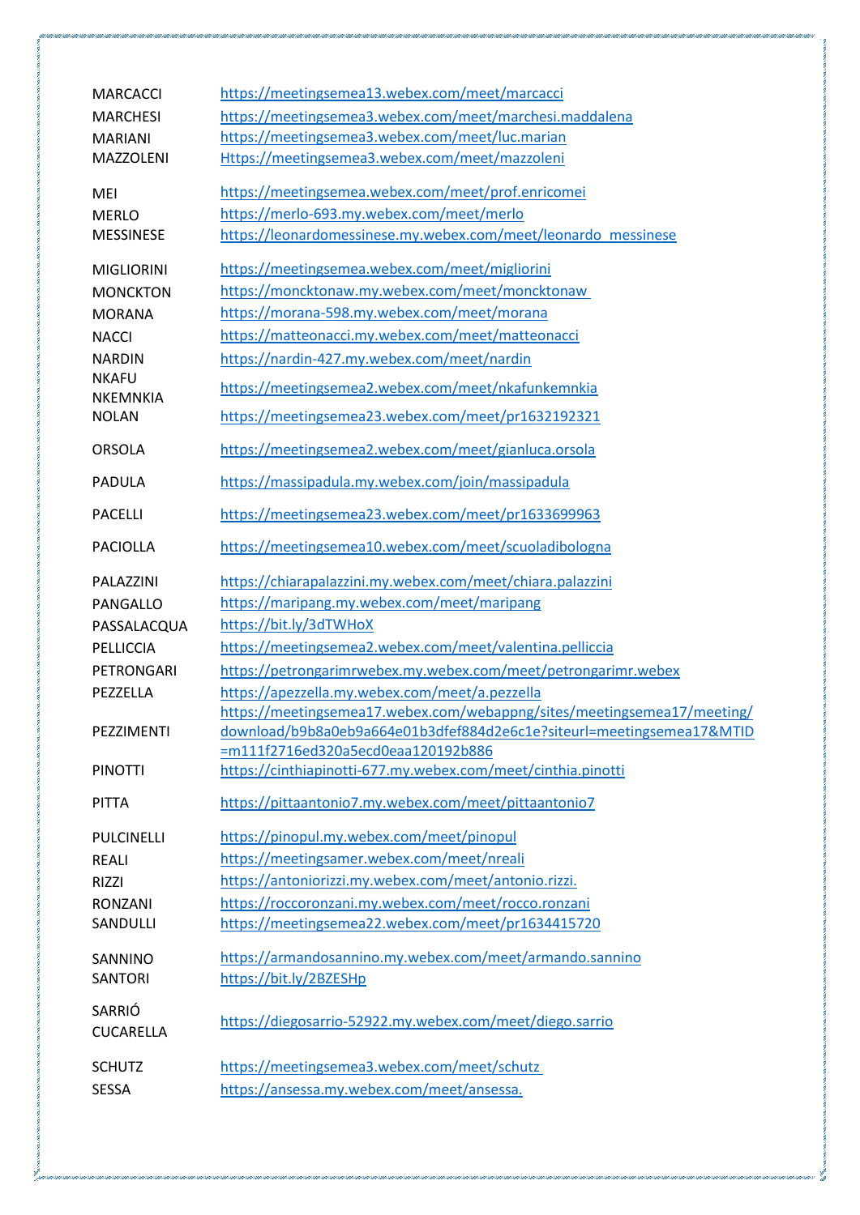| | |
|---|---|
| MARCACCI | https://meetingsemea13.webex.com/meet/marcacci |
| MARCHESI | https://meetingsemea3.webex.com/meet/marchesi.maddalena |
| MARIANI | https://meetingsemea3.webex.com/meet/luc.marian |
| MAZZOLENI | Https://meetingsemea3.webex.com/meet/mazzoleni |
| MEI | https://meetingsemea.webex.com/meet/prof.enricomei |
| MERLO | https://merlo-693.my.webex.com/meet/merlo |
| MESSINESE | https://leonardomessinese.my.webex.com/meet/leonardo_messinese |
| MIGLIORINI | https://meetingsemea.webex.com/meet/migliorini |
| MONCKTON | https://moncktonaw.my.webex.com/meet/moncktonaw |
| MORANA | https://morana-598.my.webex.com/meet/morana |
| NACCI | https://matteonacci.my.webex.com/meet/matteonacci |
| NARDIN | https://nardin-427.my.webex.com/meet/nardin |
| NKAFU NKEMNKIA | https://meetingsemea2.webex.com/meet/nkafunkemnkia |
| NOLAN | https://meetingsemea23.webex.com/meet/pr1632192321 |
| ORSOLA | https://meetingsemea2.webex.com/meet/gianluca.orsola |
| PADULA | https://massipadula.my.webex.com/join/massipadula |
| PACELLI | https://meetingsemea23.webex.com/meet/pr1633699963 |
| PACIOLLA | https://meetingsemea10.webex.com/meet/scuoladibologna |
| PALAZZINI | https://chiarapalazzini.my.webex.com/meet/chiara.palazzini |
| PANGALLO | https://maripang.my.webex.com/meet/maripang |
| PASSALACQUA | https://bit.ly/3dTWHoX |
| PELLICCIA | https://meetingsemea2.webex.com/meet/valentina.pelliccia |
| PETRONGARI | https://petrongarimrwebex.my.webex.com/meet/petrongarimr.webex |
| PEZZELLA | https://apezzella.my.webex.com/meet/a.pezzella |
| PEZZIMENTI | https://meetingsemea17.webex.com/webappng/sites/meetingsemea17/meeting/download/b9b8a0eb9a664e01b3dfef884d2e6c1e?siteurl=meetingsemea17&MTID=m111f2716ed320a5ecd0eaa120192b886 |
| PINOTTI | https://cinthiapinotti-677.my.webex.com/meet/cinthia.pinotti |
| PITTA | https://pittaantonio7.my.webex.com/meet/pittaantonio7 |
| PULCINELLI | https://pinopul.my.webex.com/meet/pinopul |
| REALI | https://meetingsamer.webex.com/meet/nreali |
| RIZZI | https://antoniorizzi.my.webex.com/meet/antonio.rizzi. |
| RONZANI | https://roccoronzani.my.webex.com/meet/rocco.ronzani |
| SANDULLI | https://meetingsemea22.webex.com/meet/pr1634415720 |
| SANNINO | https://armandosannino.my.webex.com/meet/armando.sannino |
| SANTORI | https://bit.ly/2BZESHp |
| SARRIÓ CUCARELLA | https://diegosarrio-52922.my.webex.com/meet/diego.sarrio |
| SCHUTZ | https://meetingsemea3.webex.com/meet/schutz |
| SESSA | https://ansessa.my.webex.com/meet/ansessa. |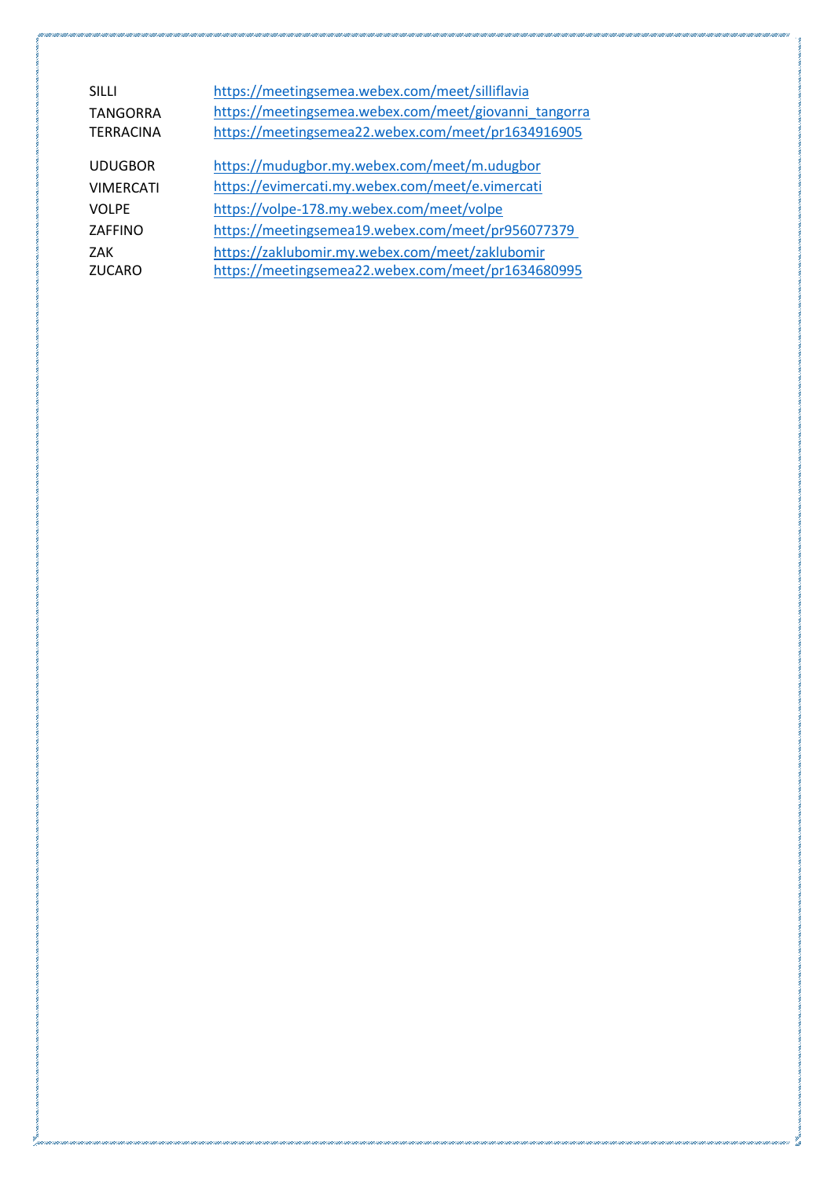| | |
|---|---|
| SILLI | https://meetingsemea.webex.com/meet/silliflavia |
| TANGORRA | https://meetingsemea.webex.com/meet/giovanni_tangorra |
| TERRACINA | https://meetingsemea22.webex.com/meet/pr1634916905 |
| UDUGBOR | https://mudugbor.my.webex.com/meet/m.udugbor |
| VIMERCATI | https://evimercati.my.webex.com/meet/e.vimercati |
| VOLPE | https://volpe-178.my.webex.com/meet/volpe |
| ZAFFINO | https://meetingsemea19.webex.com/meet/pr956077379 |
| ZAK | https://zaklubomir.my.webex.com/meet/zaklubomir |
| ZUCARO | https://meetingsemea22.webex.com/meet/pr1634680995 |